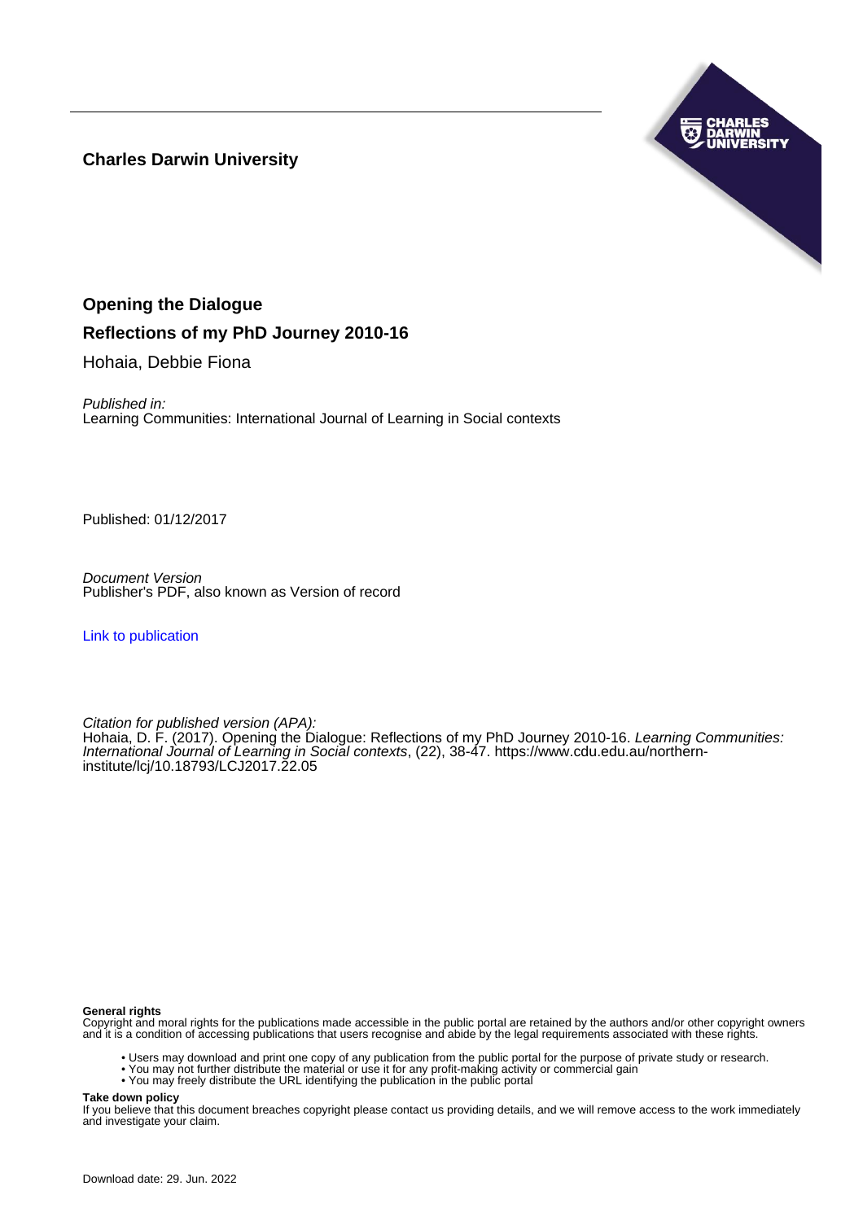**Charles Darwin University**

# Opening the Dialogue

## Reflections of my PhD Journey 2010-16

Hohaia, Debbie Fiona

*Published in:*
Learning Communities: International Journal of Learning in Social contexts

Published: 01/12/2017

*Document Version*
Publisher's PDF, also known as Version of record

Link to publication

*Citation for published version (APA):*
Hohaia, D. F. (2017). Opening the Dialogue: Reflections of my PhD Journey 2010-16. *Learning Communities: International Journal of Learning in Social contexts*, (22), 38-47. https://www.cdu.edu.au/northern-institute/lcj/10.18793/LCJ2017.22.05

**General rights**
Copyright and moral rights for the publications made accessible in the public portal are retained by the authors and/or other copyright owners and it is a condition of accessing publications that users recognise and abide by the legal requirements associated with these rights.

- Users may download and print one copy of any publication from the public portal for the purpose of private study or research.
- You may not further distribute the material or use it for any profit-making activity or commercial gain
- You may freely distribute the URL identifying the publication in the public portal

**Take down policy**
If you believe that this document breaches copyright please contact us providing details, and we will remove access to the work immediately and investigate your claim.

Download date: 29. Jun. 2022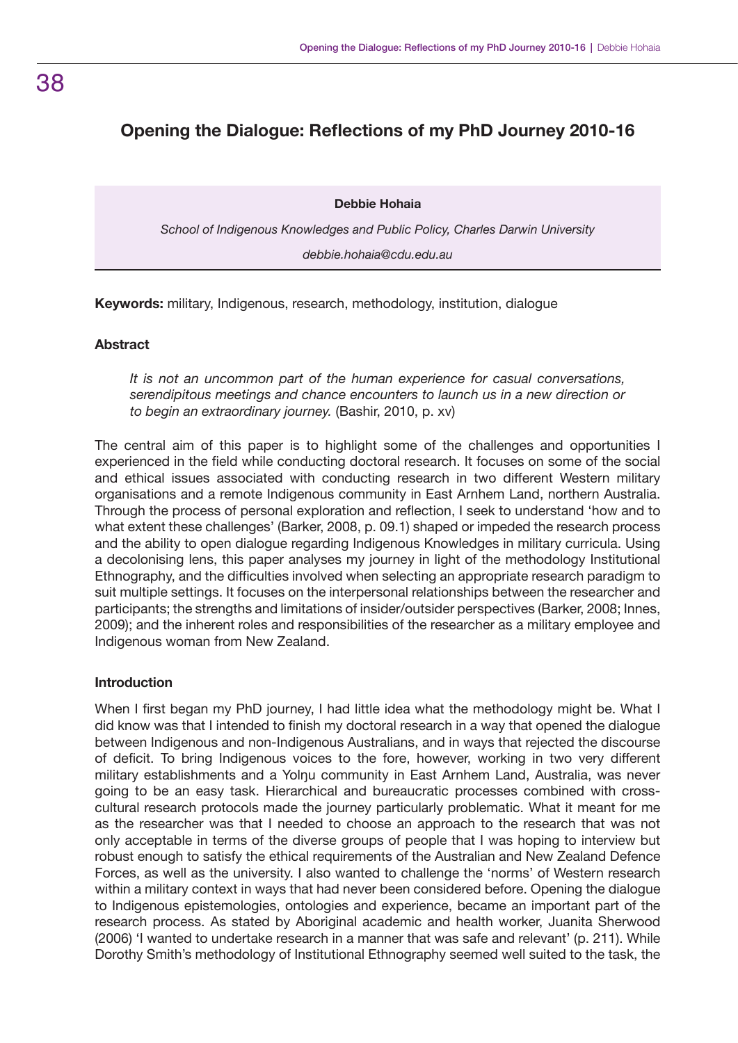# Opening the Dialogue: Reflections of my PhD Journey 2010-16

**Debbie Hohaia**

*School of Indigenous Knowledges and Public Policy, Charles Darwin University*

*debbie.hohaia@cdu.edu.au*

**Keywords:** military, Indigenous, research, methodology, institution, dialogue

### Abstract

> *It is not an uncommon part of the human experience for casual conversations, serendipitous meetings and chance encounters to launch us in a new direction or to begin an extraordinary journey.* (Bashir, 2010, p. xv)

The central aim of this paper is to highlight some of the challenges and opportunities I experienced in the field while conducting doctoral research. It focuses on some of the social and ethical issues associated with conducting research in two different Western military organisations and a remote Indigenous community in East Arnhem Land, northern Australia. Through the process of personal exploration and reflection, I seek to understand 'how and to what extent these challenges' (Barker, 2008, p. 09.1) shaped or impeded the research process and the ability to open dialogue regarding Indigenous Knowledges in military curricula. Using a decolonising lens, this paper analyses my journey in light of the methodology Institutional Ethnography, and the difficulties involved when selecting an appropriate research paradigm to suit multiple settings. It focuses on the interpersonal relationships between the researcher and participants; the strengths and limitations of insider/outsider perspectives (Barker, 2008; Innes, 2009); and the inherent roles and responsibilities of the researcher as a military employee and Indigenous woman from New Zealand.

### Introduction

When I first began my PhD journey, I had little idea what the methodology might be. What I did know was that I intended to finish my doctoral research in a way that opened the dialogue between Indigenous and non-Indigenous Australians, and in ways that rejected the discourse of deficit. To bring Indigenous voices to the fore, however, working in two very different military establishments and a Yolŋu community in East Arnhem Land, Australia, was never going to be an easy task. Hierarchical and bureaucratic processes combined with cross-cultural research protocols made the journey particularly problematic. What it meant for me as the researcher was that I needed to choose an approach to the research that was not only acceptable in terms of the diverse groups of people that I was hoping to interview but robust enough to satisfy the ethical requirements of the Australian and New Zealand Defence Forces, as well as the university. I also wanted to challenge the 'norms' of Western research within a military context in ways that had never been considered before. Opening the dialogue to Indigenous epistemologies, ontologies and experience, became an important part of the research process. As stated by Aboriginal academic and health worker, Juanita Sherwood (2006) 'I wanted to undertake research in a manner that was safe and relevant' (p. 211). While Dorothy Smith's methodology of Institutional Ethnography seemed well suited to the task, the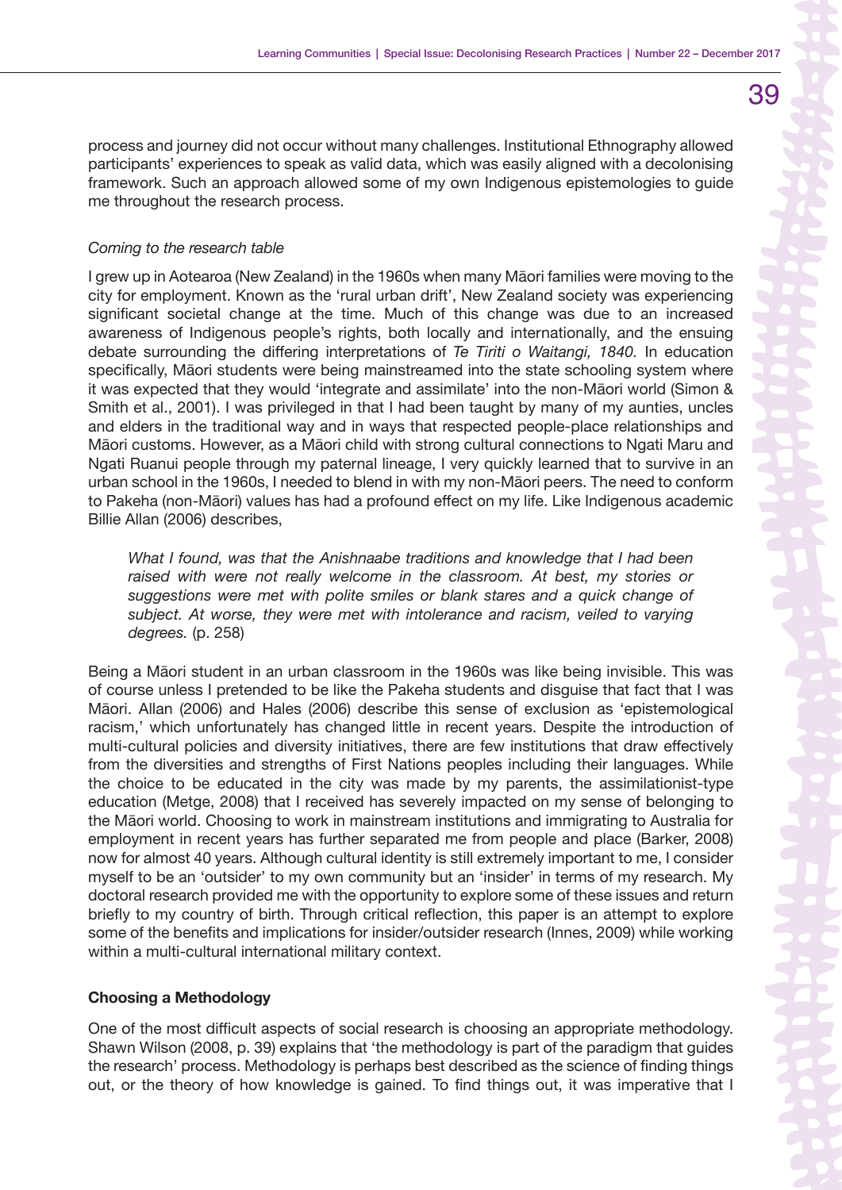process and journey did not occur without many challenges. Institutional Ethnography allowed participants' experiences to speak as valid data, which was easily aligned with a decolonising framework. Such an approach allowed some of my own Indigenous epistemologies to guide me throughout the research process.

*Coming to the research table*

I grew up in Aotearoa (New Zealand) in the 1960s when many Māori families were moving to the city for employment. Known as the 'rural urban drift', New Zealand society was experiencing significant societal change at the time. Much of this change was due to an increased awareness of Indigenous people's rights, both locally and internationally, and the ensuing debate surrounding the differing interpretations of *Te Tiriti o Waitangi, 1840*. In education specifically, Māori students were being mainstreamed into the state schooling system where it was expected that they would 'integrate and assimilate' into the non-Māori world (Simon & Smith et al., 2001). I was privileged in that I had been taught by many of my aunties, uncles and elders in the traditional way and in ways that respected people-place relationships and Māori customs. However, as a Māori child with strong cultural connections to Ngati Maru and Ngati Ruanui people through my paternal lineage, I very quickly learned that to survive in an urban school in the 1960s, I needed to blend in with my non-Māori peers. The need to conform to Pakeha (non-Māori) values has had a profound effect on my life. Like Indigenous academic Billie Allan (2006) describes,

> *What I found, was that the Anishnaabe traditions and knowledge that I had been raised with were not really welcome in the classroom. At best, my stories or suggestions were met with polite smiles or blank stares and a quick change of subject. At worse, they were met with intolerance and racism, veiled to varying degrees.* (p. 258)

Being a Māori student in an urban classroom in the 1960s was like being invisible. This was of course unless I pretended to be like the Pakeha students and disguise that fact that I was Māori. Allan (2006) and Hales (2006) describe this sense of exclusion as 'epistemological racism,' which unfortunately has changed little in recent years. Despite the introduction of multi-cultural policies and diversity initiatives, there are few institutions that draw effectively from the diversities and strengths of First Nations peoples including their languages. While the choice to be educated in the city was made by my parents, the assimilationist-type education (Metge, 2008) that I received has severely impacted on my sense of belonging to the Māori world. Choosing to work in mainstream institutions and immigrating to Australia for employment in recent years has further separated me from people and place (Barker, 2008) now for almost 40 years. Although cultural identity is still extremely important to me, I consider myself to be an 'outsider' to my own community but an 'insider' in terms of my research. My doctoral research provided me with the opportunity to explore some of these issues and return briefly to my country of birth. Through critical reflection, this paper is an attempt to explore some of the benefits and implications for insider/outsider research (Innes, 2009) while working within a multi-cultural international military context.

**Choosing a Methodology**

One of the most difficult aspects of social research is choosing an appropriate methodology. Shawn Wilson (2008, p. 39) explains that 'the methodology is part of the paradigm that guides the research' process. Methodology is perhaps best described as the science of finding things out, or the theory of how knowledge is gained. To find things out, it was imperative that I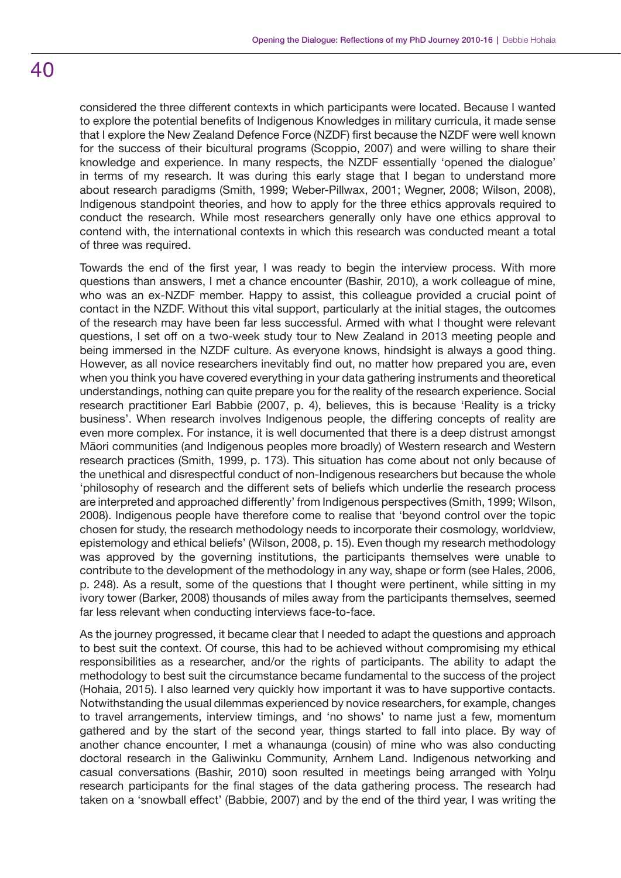considered the three different contexts in which participants were located. Because I wanted to explore the potential benefits of Indigenous Knowledges in military curricula, it made sense that I explore the New Zealand Defence Force (NZDF) first because the NZDF were well known for the success of their bicultural programs (Scoppio, 2007) and were willing to share their knowledge and experience. In many respects, the NZDF essentially 'opened the dialogue' in terms of my research. It was during this early stage that I began to understand more about research paradigms (Smith, 1999; Weber-Pillwax, 2001; Wegner, 2008; Wilson, 2008), Indigenous standpoint theories, and how to apply for the three ethics approvals required to conduct the research. While most researchers generally only have one ethics approval to contend with, the international contexts in which this research was conducted meant a total of three was required.

Towards the end of the first year, I was ready to begin the interview process. With more questions than answers, I met a chance encounter (Bashir, 2010), a work colleague of mine, who was an ex-NZDF member. Happy to assist, this colleague provided a crucial point of contact in the NZDF. Without this vital support, particularly at the initial stages, the outcomes of the research may have been far less successful. Armed with what I thought were relevant questions, I set off on a two-week study tour to New Zealand in 2013 meeting people and being immersed in the NZDF culture. As everyone knows, hindsight is always a good thing. However, as all novice researchers inevitably find out, no matter how prepared you are, even when you think you have covered everything in your data gathering instruments and theoretical understandings, nothing can quite prepare you for the reality of the research experience. Social research practitioner Earl Babbie (2007, p. 4), believes, this is because 'Reality is a tricky business'. When research involves Indigenous people, the differing concepts of reality are even more complex. For instance, it is well documented that there is a deep distrust amongst Māori communities (and Indigenous peoples more broadly) of Western research and Western research practices (Smith, 1999, p. 173). This situation has come about not only because of the unethical and disrespectful conduct of non-Indigenous researchers but because the whole 'philosophy of research and the different sets of beliefs which underlie the research process are interpreted and approached differently' from Indigenous perspectives (Smith, 1999; Wilson, 2008). Indigenous people have therefore come to realise that 'beyond control over the topic chosen for study, the research methodology needs to incorporate their cosmology, worldview, epistemology and ethical beliefs' (Wilson, 2008, p. 15). Even though my research methodology was approved by the governing institutions, the participants themselves were unable to contribute to the development of the methodology in any way, shape or form (see Hales, 2006, p. 248). As a result, some of the questions that I thought were pertinent, while sitting in my ivory tower (Barker, 2008) thousands of miles away from the participants themselves, seemed far less relevant when conducting interviews face-to-face.

As the journey progressed, it became clear that I needed to adapt the questions and approach to best suit the context. Of course, this had to be achieved without compromising my ethical responsibilities as a researcher, and/or the rights of participants. The ability to adapt the methodology to best suit the circumstance became fundamental to the success of the project (Hohaia, 2015). I also learned very quickly how important it was to have supportive contacts. Notwithstanding the usual dilemmas experienced by novice researchers, for example, changes to travel arrangements, interview timings, and 'no shows' to name just a few, momentum gathered and by the start of the second year, things started to fall into place. By way of another chance encounter, I met a whanaunga (cousin) of mine who was also conducting doctoral research in the Galiwinku Community, Arnhem Land. Indigenous networking and casual conversations (Bashir, 2010) soon resulted in meetings being arranged with Yolŋu research participants for the final stages of the data gathering process. The research had taken on a 'snowball effect' (Babbie, 2007) and by the end of the third year, I was writing the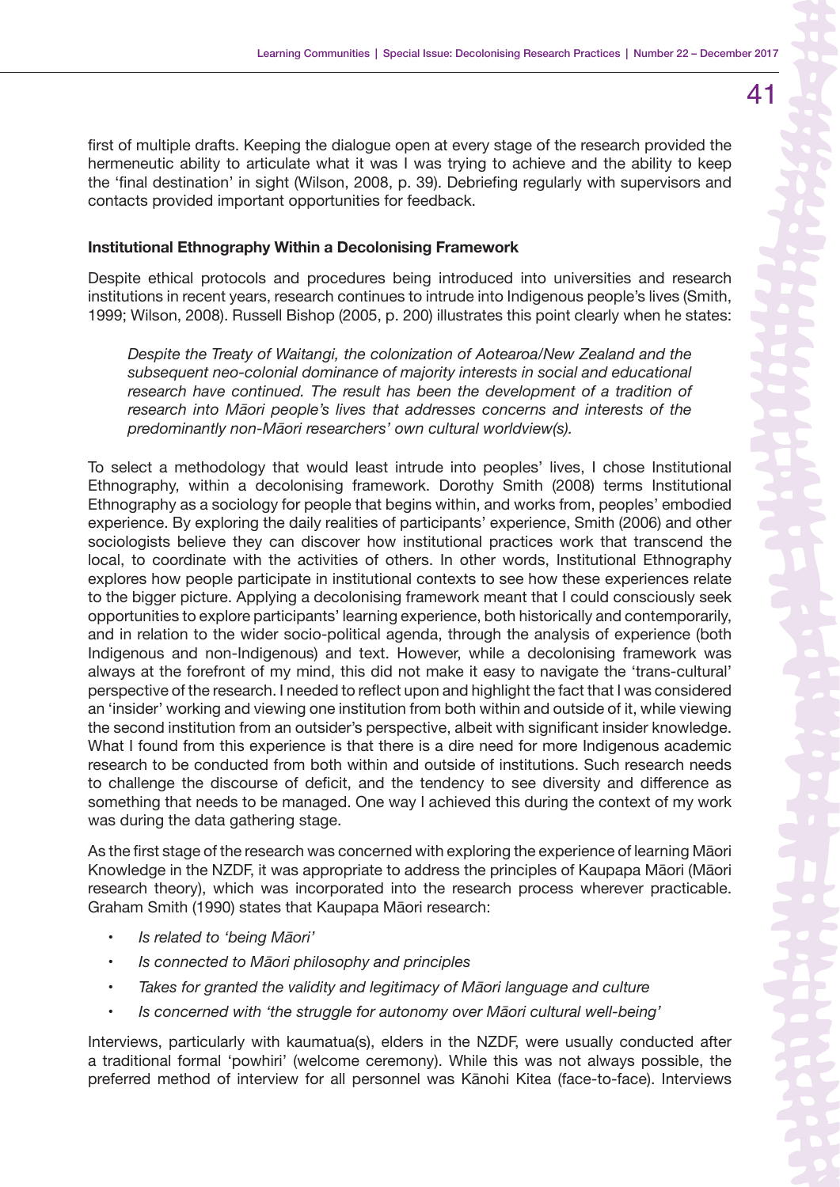first of multiple drafts. Keeping the dialogue open at every stage of the research provided the hermeneutic ability to articulate what it was I was trying to achieve and the ability to keep the 'final destination' in sight (Wilson, 2008, p. 39). Debriefing regularly with supervisors and contacts provided important opportunities for feedback.

### Institutional Ethnography Within a Decolonising Framework

Despite ethical protocols and procedures being introduced into universities and research institutions in recent years, research continues to intrude into Indigenous people's lives (Smith, 1999; Wilson, 2008). Russell Bishop (2005, p. 200) illustrates this point clearly when he states:

> *Despite the Treaty of Waitangi, the colonization of Aotearoa/New Zealand and the subsequent neo-colonial dominance of majority interests in social and educational research have continued. The result has been the development of a tradition of research into Māori people's lives that addresses concerns and interests of the predominantly non-Māori researchers' own cultural worldview(s).*

To select a methodology that would least intrude into peoples' lives, I chose Institutional Ethnography, within a decolonising framework. Dorothy Smith (2008) terms Institutional Ethnography as a sociology for people that begins within, and works from, peoples' embodied experience. By exploring the daily realities of participants' experience, Smith (2006) and other sociologists believe they can discover how institutional practices work that transcend the local, to coordinate with the activities of others. In other words, Institutional Ethnography explores how people participate in institutional contexts to see how these experiences relate to the bigger picture. Applying a decolonising framework meant that I could consciously seek opportunities to explore participants' learning experience, both historically and contemporarily, and in relation to the wider socio-political agenda, through the analysis of experience (both Indigenous and non-Indigenous) and text. However, while a decolonising framework was always at the forefront of my mind, this did not make it easy to navigate the 'trans-cultural' perspective of the research. I needed to reflect upon and highlight the fact that I was considered an 'insider' working and viewing one institution from both within and outside of it, while viewing the second institution from an outsider's perspective, albeit with significant insider knowledge. What I found from this experience is that there is a dire need for more Indigenous academic research to be conducted from both within and outside of institutions. Such research needs to challenge the discourse of deficit, and the tendency to see diversity and difference as something that needs to be managed. One way I achieved this during the context of my work was during the data gathering stage.

As the first stage of the research was concerned with exploring the experience of learning Māori Knowledge in the NZDF, it was appropriate to address the principles of Kaupapa Māori (Māori research theory), which was incorporated into the research process wherever practicable. Graham Smith (1990) states that Kaupapa Māori research:

- *Is related to 'being Māori'*
- *Is connected to Māori philosophy and principles*
- *Takes for granted the validity and legitimacy of Māori language and culture*
- *Is concerned with 'the struggle for autonomy over Māori cultural well-being'*

Interviews, particularly with kaumatua(s), elders in the NZDF, were usually conducted after a traditional formal 'powhiri' (welcome ceremony). While this was not always possible, the preferred method of interview for all personnel was Kānohi Kitea (face-to-face). Interviews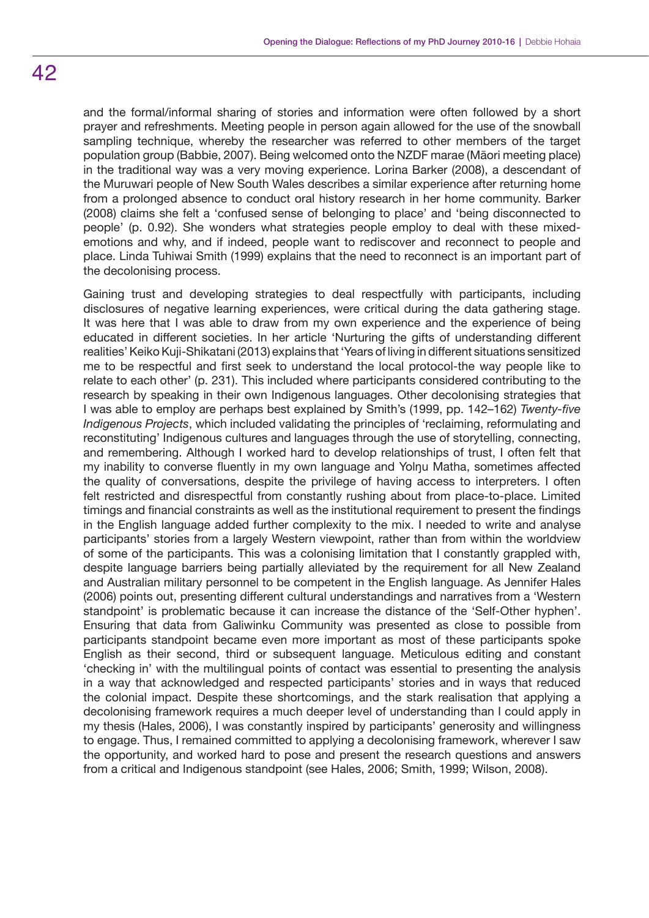and the formal/informal sharing of stories and information were often followed by a short prayer and refreshments. Meeting people in person again allowed for the use of the snowball sampling technique, whereby the researcher was referred to other members of the target population group (Babbie, 2007). Being welcomed onto the NZDF marae (Māori meeting place) in the traditional way was a very moving experience. Lorina Barker (2008), a descendant of the Muruwari people of New South Wales describes a similar experience after returning home from a prolonged absence to conduct oral history research in her home community. Barker (2008) claims she felt a 'confused sense of belonging to place' and 'being disconnected to people' (p. 0.92). She wonders what strategies people employ to deal with these mixed-emotions and why, and if indeed, people want to rediscover and reconnect to people and place. Linda Tuhiwai Smith (1999) explains that the need to reconnect is an important part of the decolonising process.

Gaining trust and developing strategies to deal respectfully with participants, including disclosures of negative learning experiences, were critical during the data gathering stage. It was here that I was able to draw from my own experience and the experience of being educated in different societies. In her article 'Nurturing the gifts of understanding different realities' Keiko Kuji-Shikatani (2013) explains that 'Years of living in different situations sensitized me to be respectful and first seek to understand the local protocol-the way people like to relate to each other' (p. 231). This included where participants considered contributing to the research by speaking in their own Indigenous languages. Other decolonising strategies that I was able to employ are perhaps best explained by Smith's (1999, pp. 142–162) *Twenty-five Indigenous Projects*, which included validating the principles of 'reclaiming, reformulating and reconstituting' Indigenous cultures and languages through the use of storytelling, connecting, and remembering. Although I worked hard to develop relationships of trust, I often felt that my inability to converse fluently in my own language and Yolŋu Matha, sometimes affected the quality of conversations, despite the privilege of having access to interpreters. I often felt restricted and disrespectful from constantly rushing about from place-to-place. Limited timings and financial constraints as well as the institutional requirement to present the findings in the English language added further complexity to the mix. I needed to write and analyse participants' stories from a largely Western viewpoint, rather than from within the worldview of some of the participants. This was a colonising limitation that I constantly grappled with, despite language barriers being partially alleviated by the requirement for all New Zealand and Australian military personnel to be competent in the English language. As Jennifer Hales (2006) points out, presenting different cultural understandings and narratives from a 'Western standpoint' is problematic because it can increase the distance of the 'Self-Other hyphen'. Ensuring that data from Galiwinku Community was presented as close to possible from participants standpoint became even more important as most of these participants spoke English as their second, third or subsequent language. Meticulous editing and constant 'checking in' with the multilingual points of contact was essential to presenting the analysis in a way that acknowledged and respected participants' stories and in ways that reduced the colonial impact. Despite these shortcomings, and the stark realisation that applying a decolonising framework requires a much deeper level of understanding than I could apply in my thesis (Hales, 2006), I was constantly inspired by participants' generosity and willingness to engage. Thus, I remained committed to applying a decolonising framework, wherever I saw the opportunity, and worked hard to pose and present the research questions and answers from a critical and Indigenous standpoint (see Hales, 2006; Smith, 1999; Wilson, 2008).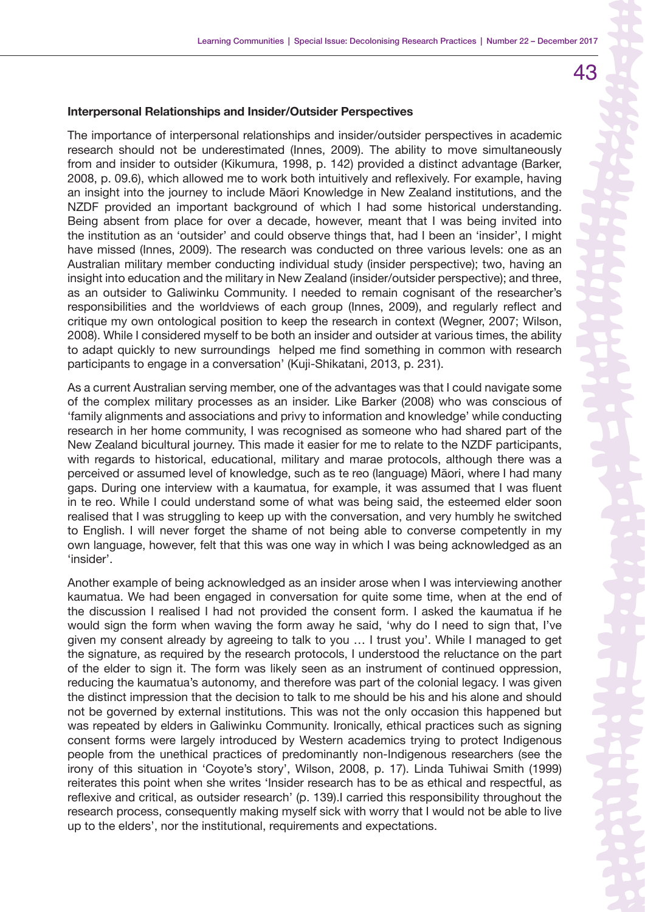### Interpersonal Relationships and Insider/Outsider Perspectives

The importance of interpersonal relationships and insider/outsider perspectives in academic research should not be underestimated (Innes, 2009). The ability to move simultaneously from and insider to outsider (Kikumura, 1998, p. 142) provided a distinct advantage (Barker, 2008, p. 09.6), which allowed me to work both intuitively and reflexively. For example, having an insight into the journey to include Māori Knowledge in New Zealand institutions, and the NZDF provided an important background of which I had some historical understanding. Being absent from place for over a decade, however, meant that I was being invited into the institution as an 'outsider' and could observe things that, had I been an 'insider', I might have missed (Innes, 2009). The research was conducted on three various levels: one as an Australian military member conducting individual study (insider perspective); two, having an insight into education and the military in New Zealand (insider/outsider perspective); and three, as an outsider to Galiwinku Community. I needed to remain cognisant of the researcher's responsibilities and the worldviews of each group (Innes, 2009), and regularly reflect and critique my own ontological position to keep the research in context (Wegner, 2007; Wilson, 2008). While I considered myself to be both an insider and outsider at various times, the ability to adapt quickly to new surroundings helped me find something in common with research participants to engage in a conversation' (Kuji-Shikatani, 2013, p. 231).

As a current Australian serving member, one of the advantages was that I could navigate some of the complex military processes as an insider. Like Barker (2008) who was conscious of 'family alignments and associations and privy to information and knowledge' while conducting research in her home community, I was recognised as someone who had shared part of the New Zealand bicultural journey. This made it easier for me to relate to the NZDF participants, with regards to historical, educational, military and marae protocols, although there was a perceived or assumed level of knowledge, such as te reo (language) Māori, where I had many gaps. During one interview with a kaumatua, for example, it was assumed that I was fluent in te reo. While I could understand some of what was being said, the esteemed elder soon realised that I was struggling to keep up with the conversation, and very humbly he switched to English. I will never forget the shame of not being able to converse competently in my own language, however, felt that this was one way in which I was being acknowledged as an 'insider'.

Another example of being acknowledged as an insider arose when I was interviewing another kaumatua. We had been engaged in conversation for quite some time, when at the end of the discussion I realised I had not provided the consent form. I asked the kaumatua if he would sign the form when waving the form away he said, 'why do I need to sign that, I've given my consent already by agreeing to talk to you … I trust you'. While I managed to get the signature, as required by the research protocols, I understood the reluctance on the part of the elder to sign it. The form was likely seen as an instrument of continued oppression, reducing the kaumatua's autonomy, and therefore was part of the colonial legacy. I was given the distinct impression that the decision to talk to me should be his and his alone and should not be governed by external institutions. This was not the only occasion this happened but was repeated by elders in Galiwinku Community. Ironically, ethical practices such as signing consent forms were largely introduced by Western academics trying to protect Indigenous people from the unethical practices of predominantly non-Indigenous researchers (see the irony of this situation in 'Coyote's story', Wilson, 2008, p. 17). Linda Tuhiwai Smith (1999) reiterates this point when she writes 'Insider research has to be as ethical and respectful, as reflexive and critical, as outsider research' (p. 139).I carried this responsibility throughout the research process, consequently making myself sick with worry that I would not be able to live up to the elders', nor the institutional, requirements and expectations.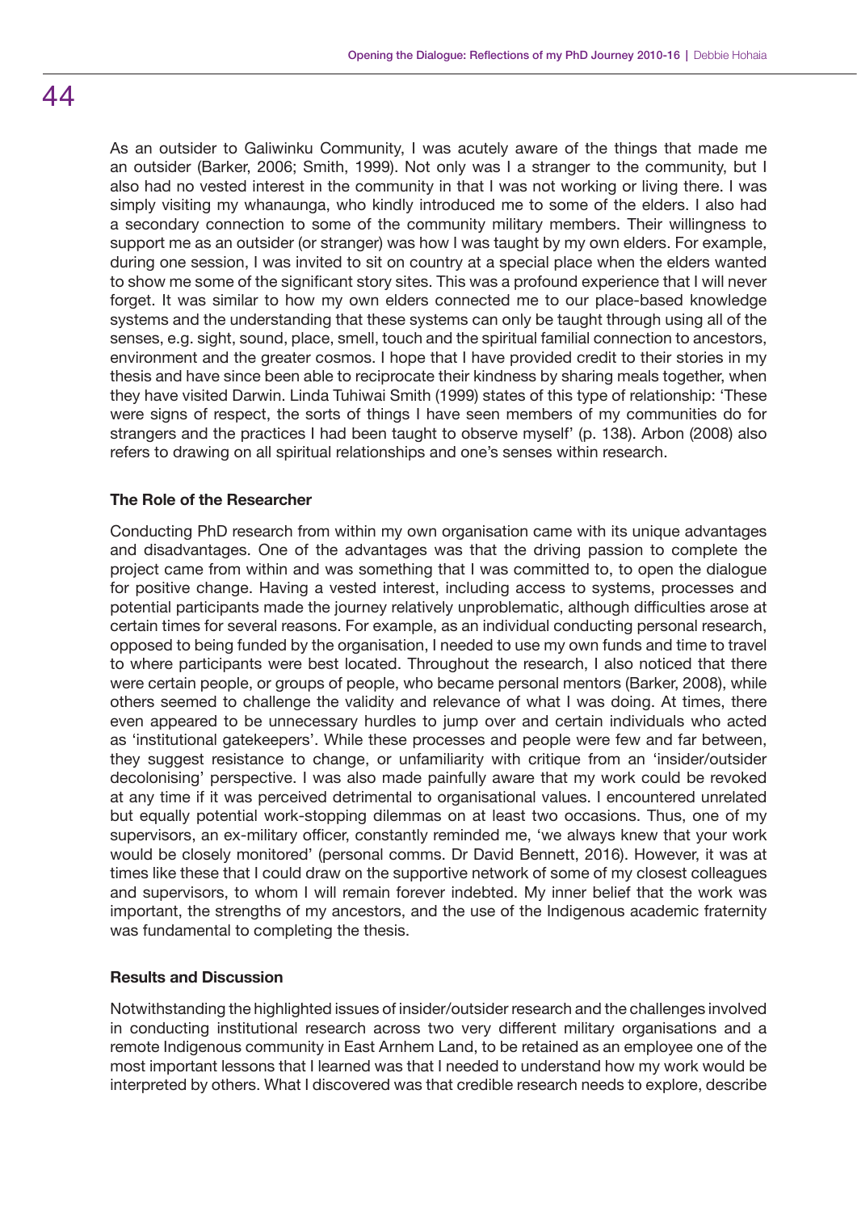As an outsider to Galiwinku Community, I was acutely aware of the things that made me an outsider (Barker, 2006; Smith, 1999). Not only was I a stranger to the community, but I also had no vested interest in the community in that I was not working or living there. I was simply visiting my whanaunga, who kindly introduced me to some of the elders. I also had a secondary connection to some of the community military members. Their willingness to support me as an outsider (or stranger) was how I was taught by my own elders. For example, during one session, I was invited to sit on country at a special place when the elders wanted to show me some of the significant story sites. This was a profound experience that I will never forget. It was similar to how my own elders connected me to our place-based knowledge systems and the understanding that these systems can only be taught through using all of the senses, e.g. sight, sound, place, smell, touch and the spiritual familial connection to ancestors, environment and the greater cosmos. I hope that I have provided credit to their stories in my thesis and have since been able to reciprocate their kindness by sharing meals together, when they have visited Darwin. Linda Tuhiwai Smith (1999) states of this type of relationship: 'These were signs of respect, the sorts of things I have seen members of my communities do for strangers and the practices I had been taught to observe myself' (p. 138). Arbon (2008) also refers to drawing on all spiritual relationships and one's senses within research.

### The Role of the Researcher

Conducting PhD research from within my own organisation came with its unique advantages and disadvantages. One of the advantages was that the driving passion to complete the project came from within and was something that I was committed to, to open the dialogue for positive change. Having a vested interest, including access to systems, processes and potential participants made the journey relatively unproblematic, although difficulties arose at certain times for several reasons. For example, as an individual conducting personal research, opposed to being funded by the organisation, I needed to use my own funds and time to travel to where participants were best located. Throughout the research, I also noticed that there were certain people, or groups of people, who became personal mentors (Barker, 2008), while others seemed to challenge the validity and relevance of what I was doing. At times, there even appeared to be unnecessary hurdles to jump over and certain individuals who acted as 'institutional gatekeepers'. While these processes and people were few and far between, they suggest resistance to change, or unfamiliarity with critique from an 'insider/outsider decolonising' perspective. I was also made painfully aware that my work could be revoked at any time if it was perceived detrimental to organisational values. I encountered unrelated but equally potential work-stopping dilemmas on at least two occasions. Thus, one of my supervisors, an ex-military officer, constantly reminded me, 'we always knew that your work would be closely monitored' (personal comms. Dr David Bennett, 2016). However, it was at times like these that I could draw on the supportive network of some of my closest colleagues and supervisors, to whom I will remain forever indebted. My inner belief that the work was important, the strengths of my ancestors, and the use of the Indigenous academic fraternity was fundamental to completing the thesis.

### Results and Discussion

Notwithstanding the highlighted issues of insider/outsider research and the challenges involved in conducting institutional research across two very different military organisations and a remote Indigenous community in East Arnhem Land, to be retained as an employee one of the most important lessons that I learned was that I needed to understand how my work would be interpreted by others. What I discovered was that credible research needs to explore, describe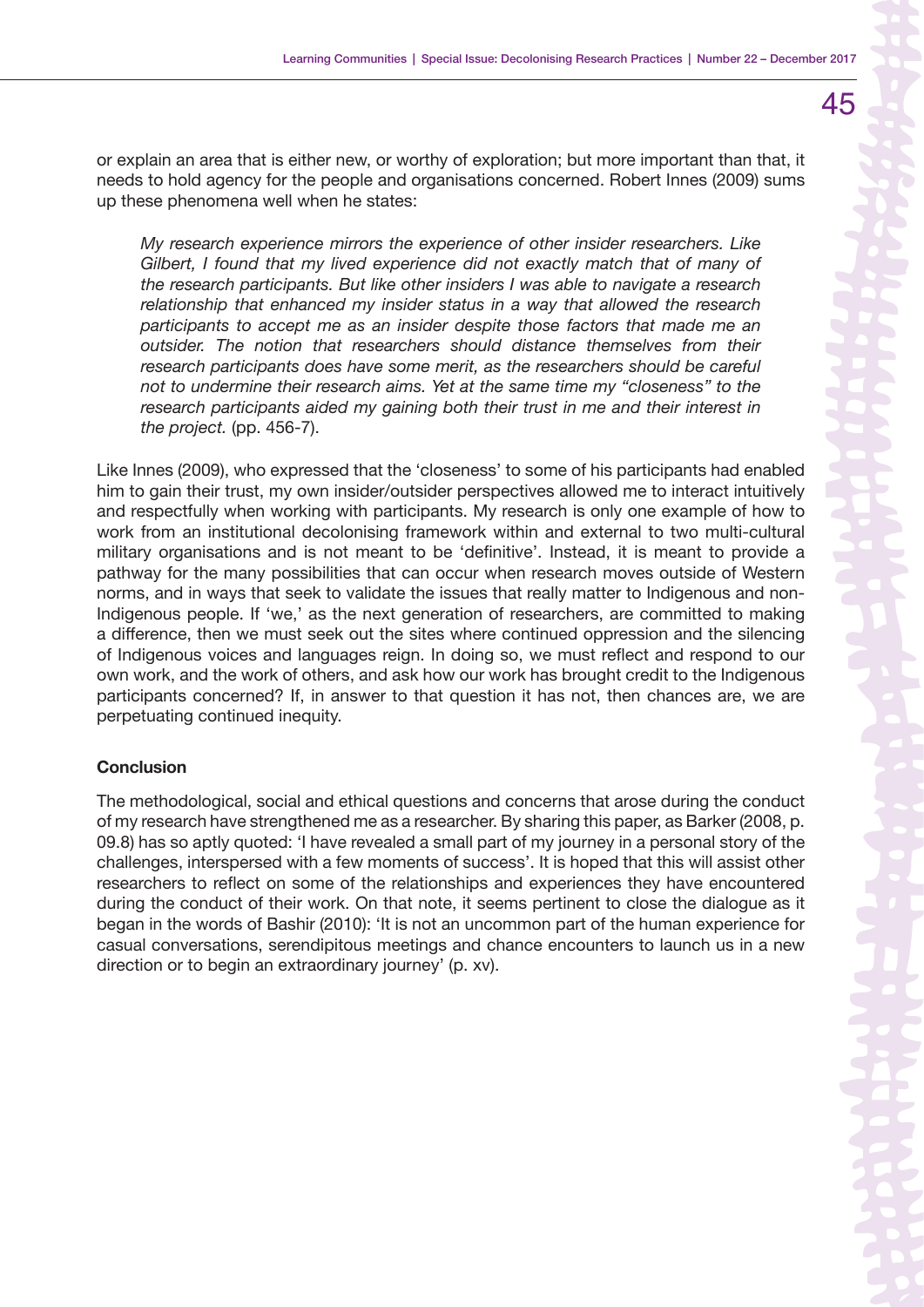or explain an area that is either new, or worthy of exploration; but more important than that, it needs to hold agency for the people and organisations concerned. Robert Innes (2009) sums up these phenomena well when he states:

> *My research experience mirrors the experience of other insider researchers. Like Gilbert, I found that my lived experience did not exactly match that of many of the research participants. But like other insiders I was able to navigate a research relationship that enhanced my insider status in a way that allowed the research participants to accept me as an insider despite those factors that made me an outsider. The notion that researchers should distance themselves from their research participants does have some merit, as the researchers should be careful not to undermine their research aims. Yet at the same time my "closeness" to the research participants aided my gaining both their trust in me and their interest in the project.* (pp. 456-7).

Like Innes (2009), who expressed that the 'closeness' to some of his participants had enabled him to gain their trust, my own insider/outsider perspectives allowed me to interact intuitively and respectfully when working with participants. My research is only one example of how to work from an institutional decolonising framework within and external to two multi-cultural military organisations and is not meant to be 'definitive'. Instead, it is meant to provide a pathway for the many possibilities that can occur when research moves outside of Western norms, and in ways that seek to validate the issues that really matter to Indigenous and non-Indigenous people. If 'we,' as the next generation of researchers, are committed to making a difference, then we must seek out the sites where continued oppression and the silencing of Indigenous voices and languages reign. In doing so, we must reflect and respond to our own work, and the work of others, and ask how our work has brought credit to the Indigenous participants concerned? If, in answer to that question it has not, then chances are, we are perpetuating continued inequity.

**Conclusion**

The methodological, social and ethical questions and concerns that arose during the conduct of my research have strengthened me as a researcher. By sharing this paper, as Barker (2008, p. 09.8) has so aptly quoted: 'I have revealed a small part of my journey in a personal story of the challenges, interspersed with a few moments of success'. It is hoped that this will assist other researchers to reflect on some of the relationships and experiences they have encountered during the conduct of their work. On that note, it seems pertinent to close the dialogue as it began in the words of Bashir (2010): 'It is not an uncommon part of the human experience for casual conversations, serendipitous meetings and chance encounters to launch us in a new direction or to begin an extraordinary journey' (p. xv).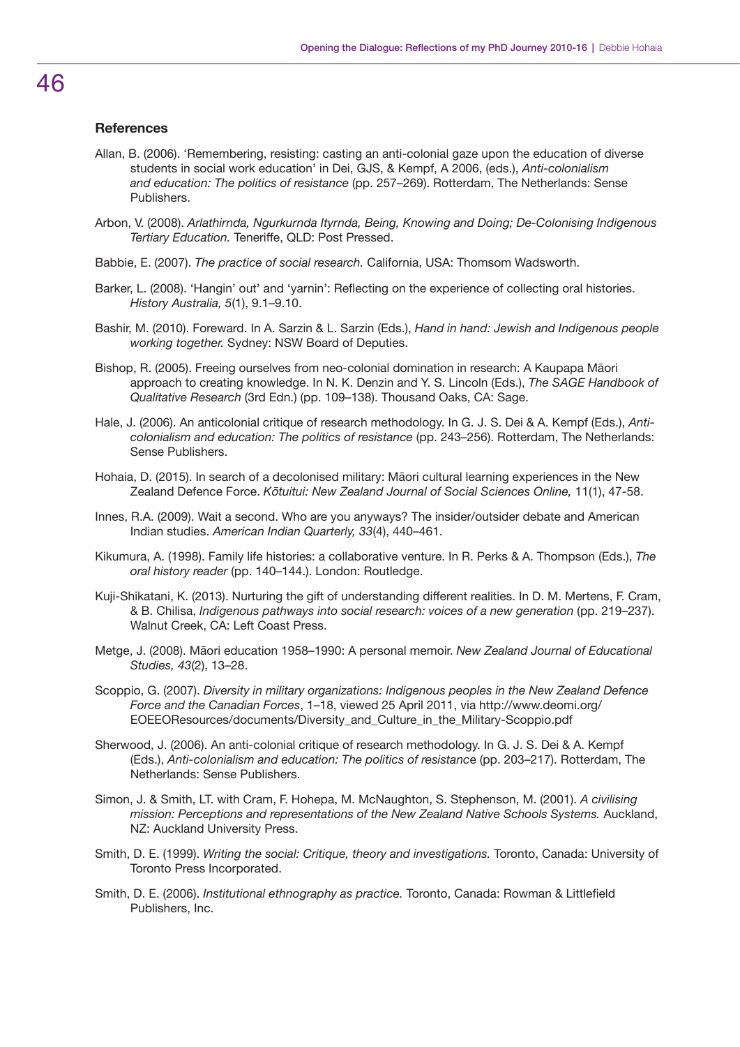## References

Allan, B. (2006). 'Remembering, resisting: casting an anti-colonial gaze upon the education of diverse students in social work education' in Dei, GJS, & Kempf, A 2006, (eds.), *Anti-colonialism and education: The politics of resistance* (pp. 257–269). Rotterdam, The Netherlands: Sense Publishers.

Arbon, V. (2008). *Arlathirnda, Ngurkurnda Ityrnda, Being, Knowing and Doing; De-Colonising Indigenous Tertiary Education.* Teneriffe, QLD: Post Pressed.

Babbie, E. (2007). *The practice of social research.* California, USA: Thomsom Wadsworth.

Barker, L. (2008). 'Hangin' out' and 'yarnin': Reflecting on the experience of collecting oral histories. *History Australia, 5*(1), 9.1–9.10.

Bashir, M. (2010). Foreward. In A. Sarzin & L. Sarzin (Eds.), *Hand in hand: Jewish and Indigenous people working together.* Sydney: NSW Board of Deputies.

Bishop, R. (2005). Freeing ourselves from neo-colonial domination in research: A Kaupapa Māori approach to creating knowledge. In N. K. Denzin and Y. S. Lincoln (Eds.), *The SAGE Handbook of Qualitative Research* (3rd Edn.) (pp. 109–138). Thousand Oaks, CA: Sage.

Hale, J. (2006). An anticolonial critique of research methodology. In G. J. S. Dei & A. Kempf (Eds.), *Anti-colonialism and education: The politics of resistance* (pp. 243–256). Rotterdam, The Netherlands: Sense Publishers.

Hohaia, D. (2015). In search of a decolonised military: Māori cultural learning experiences in the New Zealand Defence Force. *Kōtuitui: New Zealand Journal of Social Sciences Online,* 11(1), 47-58.

Innes, R.A. (2009). Wait a second. Who are you anyways? The insider/outsider debate and American Indian studies. *American Indian Quarterly, 33*(4), 440–461.

Kikumura, A. (1998). Family life histories: a collaborative venture. In R. Perks & A. Thompson (Eds.), *The oral history reader* (pp. 140–144.). London: Routledge.

Kuji-Shikatani, K. (2013). Nurturing the gift of understanding different realities. In D. M. Mertens, F. Cram, & B. Chilisa, *Indigenous pathways into social research: voices of a new generation* (pp. 219–237). Walnut Creek, CA: Left Coast Press.

Metge, J. (2008). Māori education 1958–1990: A personal memoir. *New Zealand Journal of Educational Studies, 43*(2), 13–28.

Scoppio, G. (2007). *Diversity in military organizations: Indigenous peoples in the New Zealand Defence Force and the Canadian Forces*, 1–18, viewed 25 April 2011, via http://www.deomi.org/EOEEOResources/documents/Diversity_and_Culture_in_the_Military-Scoppio.pdf

Sherwood, J. (2006). An anti-colonial critique of research methodology. In G. J. S. Dei & A. Kempf (Eds.), *Anti-colonialism and education: The politics of resistance* (pp. 203–217). Rotterdam, The Netherlands: Sense Publishers.

Simon, J. & Smith, LT. with Cram, F. Hohepa, M. McNaughton, S. Stephenson, M. (2001). *A civilising mission: Perceptions and representations of the New Zealand Native Schools Systems.* Auckland, NZ: Auckland University Press.

Smith, D. E. (1999). *Writing the social: Critique, theory and investigations.* Toronto, Canada: University of Toronto Press Incorporated.

Smith, D. E. (2006). *Institutional ethnography as practice.* Toronto, Canada: Rowman & Littlefield Publishers, Inc.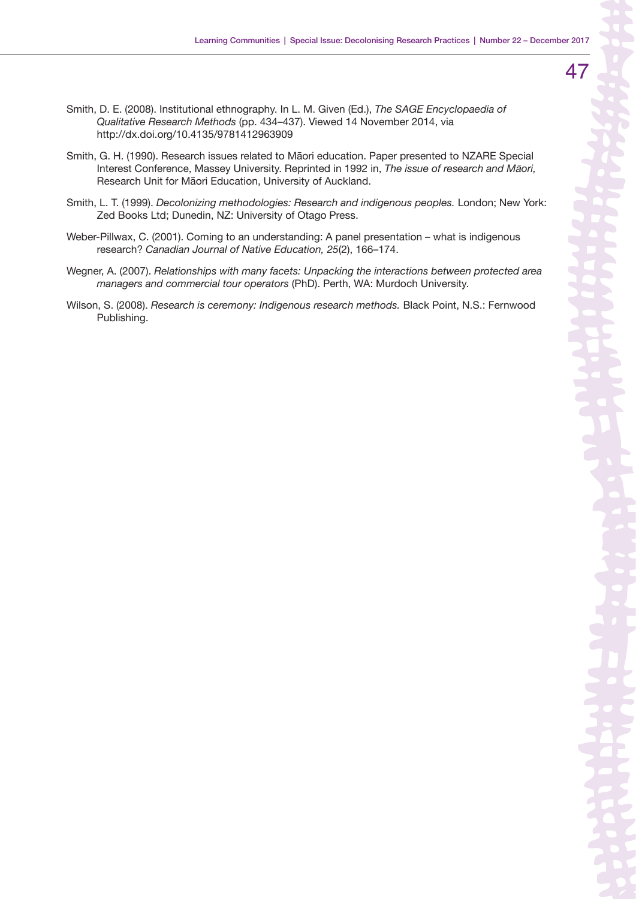Smith, D. E. (2008). Institutional ethnography. In L. M. Given (Ed.), *The SAGE Encyclopaedia of Qualitative Research Methods* (pp. 434–437). Viewed 14 November 2014, via http://dx.doi.org/10.4135/9781412963909

Smith, G. H. (1990). Research issues related to Māori education. Paper presented to NZARE Special Interest Conference, Massey University. Reprinted in 1992 in, *The issue of research and Māori,* Research Unit for Māori Education, University of Auckland.

Smith, L. T. (1999). *Decolonizing methodologies: Research and indigenous peoples.* London; New York: Zed Books Ltd; Dunedin, NZ: University of Otago Press.

Weber-Pillwax, C. (2001). Coming to an understanding: A panel presentation – what is indigenous research? *Canadian Journal of Native Education, 25*(2), 166–174.

Wegner, A. (2007). *Relationships with many facets: Unpacking the interactions between protected area managers and commercial tour operators* (PhD). Perth, WA: Murdoch University.

Wilson, S. (2008). *Research is ceremony: Indigenous research methods.* Black Point, N.S.: Fernwood Publishing.